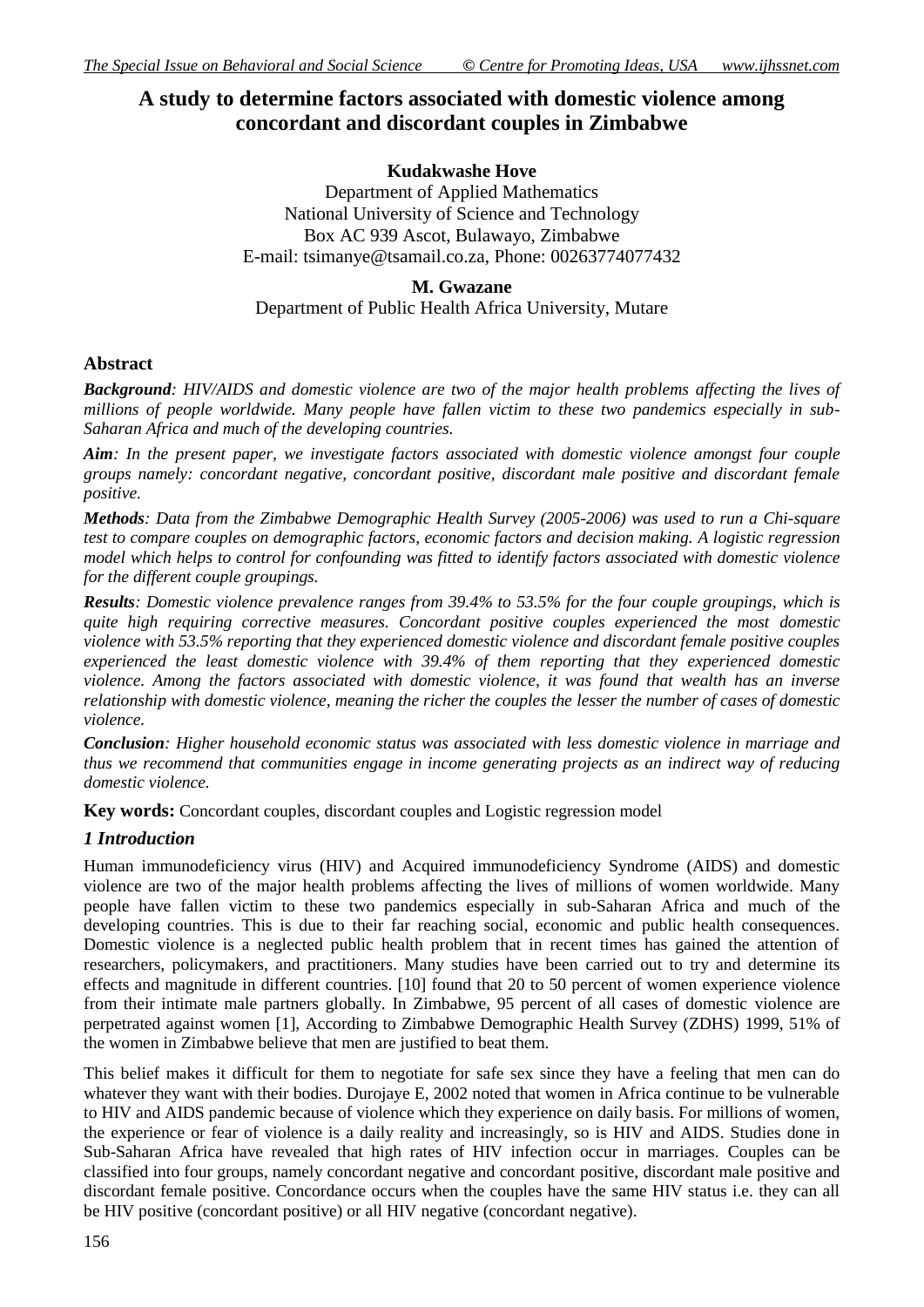# A study to determine factors associated with domestic violence among concordant and discordant couples in Zimbabwe

**Kudakwashe Hove**

Department of Applied Mathematics
National University of Science and Technology
Box AC 939 Ascot, Bulawayo, Zimbabwe
E-mail: tsimanye@tsamail.co.za, Phone: 00263774077432

**M. Gwazane**

Department of Public Health Africa University, Mutare

## Abstract

***Background***: *HIV/AIDS and domestic violence are two of the major health problems affecting the lives of millions of people worldwide. Many people have fallen victim to these two pandemics especially in sub-Saharan Africa and much of the developing countries.*

***Aim***: *In the present paper, we investigate factors associated with domestic violence amongst four couple groups namely: concordant negative, concordant positive, discordant male positive and discordant female positive.*

***Methods***: *Data from the Zimbabwe Demographic Health Survey (2005-2006) was used to run a Chi-square test to compare couples on demographic factors, economic factors and decision making. A logistic regression model which helps to control for confounding was fitted to identify factors associated with domestic violence for the different couple groupings.*

***Results***: *Domestic violence prevalence ranges from 39.4% to 53.5% for the four couple groupings, which is quite high requiring corrective measures. Concordant positive couples experienced the most domestic violence with 53.5% reporting that they experienced domestic violence and discordant female positive couples experienced the least domestic violence with 39.4% of them reporting that they experienced domestic violence. Among the factors associated with domestic violence, it was found that wealth has an inverse relationship with domestic violence, meaning the richer the couples the lesser the number of cases of domestic violence.*

***Conclusion***: *Higher household economic status was associated with less domestic violence in marriage and thus we recommend that communities engage in income generating projects as an indirect way of reducing domestic violence.*

**Key words:** Concordant couples, discordant couples and Logistic regression model

## *1 Introduction*

Human immunodeficiency virus (HIV) and Acquired immunodeficiency Syndrome (AIDS) and domestic violence are two of the major health problems affecting the lives of millions of women worldwide. Many people have fallen victim to these two pandemics especially in sub-Saharan Africa and much of the developing countries. This is due to their far reaching social, economic and public health consequences. Domestic violence is a neglected public health problem that in recent times has gained the attention of researchers, policymakers, and practitioners. Many studies have been carried out to try and determine its effects and magnitude in different countries. [10] found that 20 to 50 percent of women experience violence from their intimate male partners globally. In Zimbabwe, 95 percent of all cases of domestic violence are perpetrated against women [1], According to Zimbabwe Demographic Health Survey (ZDHS) 1999, 51% of the women in Zimbabwe believe that men are justified to beat them.

This belief makes it difficult for them to negotiate for safe sex since they have a feeling that men can do whatever they want with their bodies. Durojaye E, 2002 noted that women in Africa continue to be vulnerable to HIV and AIDS pandemic because of violence which they experience on daily basis. For millions of women, the experience or fear of violence is a daily reality and increasingly, so is HIV and AIDS. Studies done in Sub-Saharan Africa have revealed that high rates of HIV infection occur in marriages. Couples can be classified into four groups, namely concordant negative and concordant positive, discordant male positive and discordant female positive. Concordance occurs when the couples have the same HIV status i.e. they can all be HIV positive (concordant positive) or all HIV negative (concordant negative).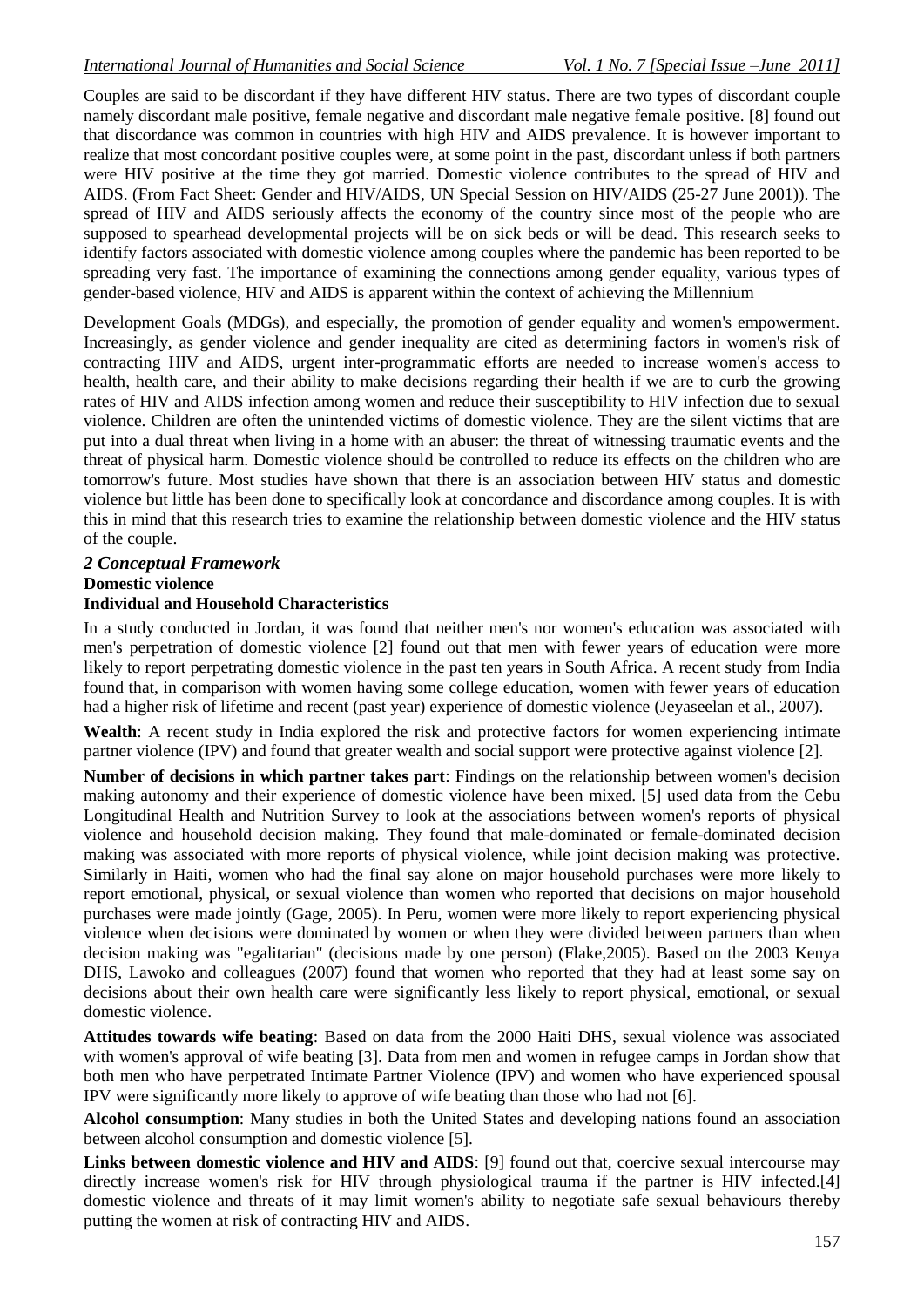Couples are said to be discordant if they have different HIV status. There are two types of discordant couple namely discordant male positive, female negative and discordant male negative female positive. [8] found out that discordance was common in countries with high HIV and AIDS prevalence. It is however important to realize that most concordant positive couples were, at some point in the past, discordant unless if both partners were HIV positive at the time they got married. Domestic violence contributes to the spread of HIV and AIDS. (From Fact Sheet: Gender and HIV/AIDS, UN Special Session on HIV/AIDS (25-27 June 2001)). The spread of HIV and AIDS seriously affects the economy of the country since most of the people who are supposed to spearhead developmental projects will be on sick beds or will be dead. This research seeks to identify factors associated with domestic violence among couples where the pandemic has been reported to be spreading very fast. The importance of examining the connections among gender equality, various types of gender-based violence, HIV and AIDS is apparent within the context of achieving the Millennium

Development Goals (MDGs), and especially, the promotion of gender equality and women's empowerment. Increasingly, as gender violence and gender inequality are cited as determining factors in women's risk of contracting HIV and AIDS, urgent inter-programmatic efforts are needed to increase women's access to health, health care, and their ability to make decisions regarding their health if we are to curb the growing rates of HIV and AIDS infection among women and reduce their susceptibility to HIV infection due to sexual violence. Children are often the unintended victims of domestic violence. They are the silent victims that are put into a dual threat when living in a home with an abuser: the threat of witnessing traumatic events and the threat of physical harm. Domestic violence should be controlled to reduce its effects on the children who are tomorrow's future. Most studies have shown that there is an association between HIV status and domestic violence but little has been done to specifically look at concordance and discordance among couples. It is with this in mind that this research tries to examine the relationship between domestic violence and the HIV status of the couple.

## *2 Conceptual Framework*

### Domestic violence

### Individual and Household Characteristics

In a study conducted in Jordan, it was found that neither men's nor women's education was associated with men's perpetration of domestic violence [2] found out that men with fewer years of education were more likely to report perpetrating domestic violence in the past ten years in South Africa. A recent study from India found that, in comparison with women having some college education, women with fewer years of education had a higher risk of lifetime and recent (past year) experience of domestic violence (Jeyaseelan et al., 2007).

**Wealth**: A recent study in India explored the risk and protective factors for women experiencing intimate partner violence (IPV) and found that greater wealth and social support were protective against violence [2].

**Number of decisions in which partner takes part**: Findings on the relationship between women's decision making autonomy and their experience of domestic violence have been mixed. [5] used data from the Cebu Longitudinal Health and Nutrition Survey to look at the associations between women's reports of physical violence and household decision making. They found that male-dominated or female-dominated decision making was associated with more reports of physical violence, while joint decision making was protective. Similarly in Haiti, women who had the final say alone on major household purchases were more likely to report emotional, physical, or sexual violence than women who reported that decisions on major household purchases were made jointly (Gage, 2005). In Peru, women were more likely to report experiencing physical violence when decisions were dominated by women or when they were divided between partners than when decision making was "egalitarian" (decisions made by one person) (Flake,2005). Based on the 2003 Kenya DHS, Lawoko and colleagues (2007) found that women who reported that they had at least some say on decisions about their own health care were significantly less likely to report physical, emotional, or sexual domestic violence.

**Attitudes towards wife beating**: Based on data from the 2000 Haiti DHS, sexual violence was associated with women's approval of wife beating [3]. Data from men and women in refugee camps in Jordan show that both men who have perpetrated Intimate Partner Violence (IPV) and women who have experienced spousal IPV were significantly more likely to approve of wife beating than those who had not [6].

**Alcohol consumption**: Many studies in both the United States and developing nations found an association between alcohol consumption and domestic violence [5].

**Links between domestic violence and HIV and AIDS**: [9] found out that, coercive sexual intercourse may directly increase women's risk for HIV through physiological trauma if the partner is HIV infected.[4] domestic violence and threats of it may limit women's ability to negotiate safe sexual behaviours thereby putting the women at risk of contracting HIV and AIDS.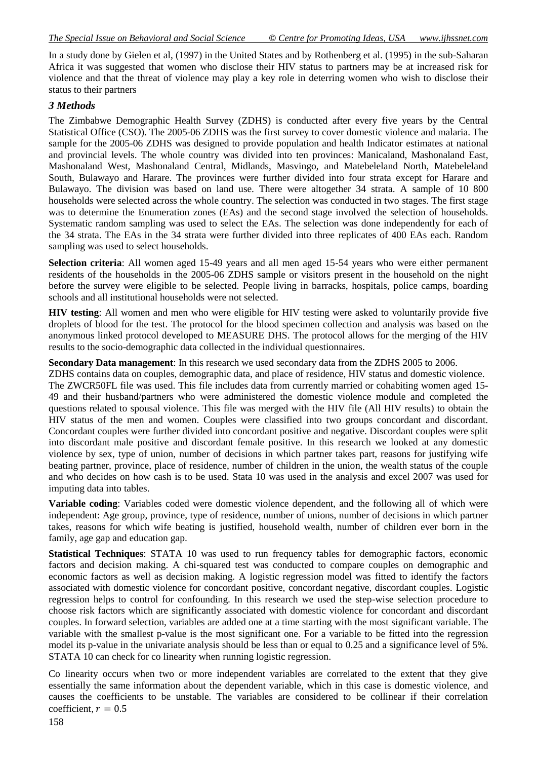In a study done by Gielen et al, (1997) in the United States and by Rothenberg et al. (1995) in the sub-Saharan Africa it was suggested that women who disclose their HIV status to partners may be at increased risk for violence and that the threat of violence may play a key role in deterring women who wish to disclose their status to their partners

### *3 Methods*

The Zimbabwe Demographic Health Survey (ZDHS) is conducted after every five years by the Central Statistical Office (CSO). The 2005-06 ZDHS was the first survey to cover domestic violence and malaria. The sample for the 2005-06 ZDHS was designed to provide population and health Indicator estimates at national and provincial levels. The whole country was divided into ten provinces: Manicaland, Mashonaland East, Mashonaland West, Mashonaland Central, Midlands, Masvingo, and Matebeleland North, Matebeleland South, Bulawayo and Harare. The provinces were further divided into four strata except for Harare and Bulawayo. The division was based on land use. There were altogether 34 strata. A sample of 10 800 households were selected across the whole country. The selection was conducted in two stages. The first stage was to determine the Enumeration zones (EAs) and the second stage involved the selection of households. Systematic random sampling was used to select the EAs. The selection was done independently for each of the 34 strata. The EAs in the 34 strata were further divided into three replicates of 400 EAs each. Random sampling was used to select households.

**Selection criteria**: All women aged 15-49 years and all men aged 15-54 years who were either permanent residents of the households in the 2005-06 ZDHS sample or visitors present in the household on the night before the survey were eligible to be selected. People living in barracks, hospitals, police camps, boarding schools and all institutional households were not selected.

**HIV testing**: All women and men who were eligible for HIV testing were asked to voluntarily provide five droplets of blood for the test. The protocol for the blood specimen collection and analysis was based on the anonymous linked protocol developed to MEASURE DHS. The protocol allows for the merging of the HIV results to the socio-demographic data collected in the individual questionnaires.

**Secondary Data management**: In this research we used secondary data from the ZDHS 2005 to 2006.

ZDHS contains data on couples, demographic data, and place of residence, HIV status and domestic violence. The ZWCR50FL file was used. This file includes data from currently married or cohabiting women aged 15-49 and their husband/partners who were administered the domestic violence module and completed the questions related to spousal violence. This file was merged with the HIV file (All HIV results) to obtain the HIV status of the men and women. Couples were classified into two groups concordant and discordant. Concordant couples were further divided into concordant positive and negative. Discordant couples were split into discordant male positive and discordant female positive. In this research we looked at any domestic violence by sex, type of union, number of decisions in which partner takes part, reasons for justifying wife beating partner, province, place of residence, number of children in the union, the wealth status of the couple and who decides on how cash is to be used. Stata 10 was used in the analysis and excel 2007 was used for imputing data into tables.

**Variable coding**: Variables coded were domestic violence dependent, and the following all of which were independent: Age group, province, type of residence, number of unions, number of decisions in which partner takes, reasons for which wife beating is justified, household wealth, number of children ever born in the family, age gap and education gap.

**Statistical Techniques**: STATA 10 was used to run frequency tables for demographic factors, economic factors and decision making. A chi-squared test was conducted to compare couples on demographic and economic factors as well as decision making. A logistic regression model was fitted to identify the factors associated with domestic violence for concordant positive, concordant negative, discordant couples. Logistic regression helps to control for confounding. In this research we used the step-wise selection procedure to choose risk factors which are significantly associated with domestic violence for concordant and discordant couples. In forward selection, variables are added one at a time starting with the most significant variable. The variable with the smallest p-value is the most significant one. For a variable to be fitted into the regression model its p-value in the univariate analysis should be less than or equal to 0.25 and a significance level of 5%. STATA 10 can check for co linearity when running logistic regression.

Co linearity occurs when two or more independent variables are correlated to the extent that they give essentially the same information about the dependent variable, which in this case is domestic violence, and causes the coefficients to be unstable. The variables are considered to be collinear if their correlation coefficient, $r = 0.5$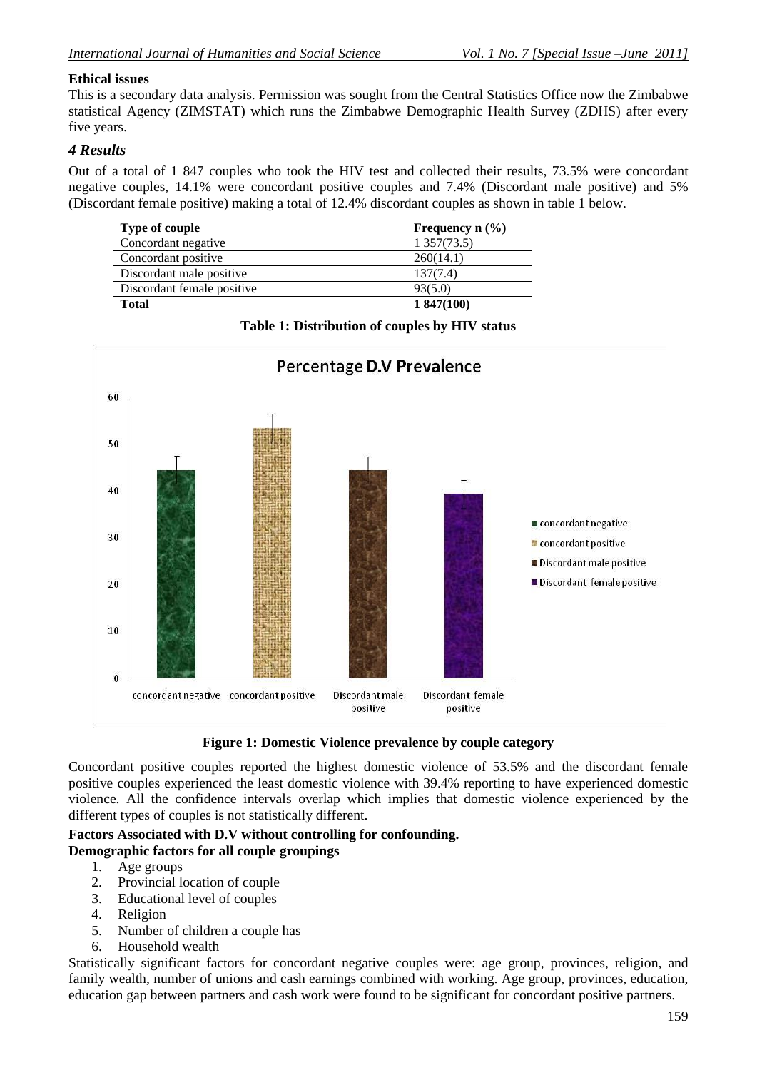**Ethical issues**

This is a secondary data analysis. Permission was sought from the Central Statistics Office now the Zimbabwe statistical Agency (ZIMSTAT) which runs the Zimbabwe Demographic Health Survey (ZDHS) after every five years.

## *4 Results*

Out of a total of 1 847 couples who took the HIV test and collected their results, 73.5% were concordant negative couples, 14.1% were concordant positive couples and 7.4% (Discordant male positive) and 5% (Discordant female positive) making a total of 12.4% discordant couples as shown in table 1 below.

| Type of couple | Frequency n (%) |
|---|---|
| Concordant negative | 1 357(73.5) |
| Concordant positive | 260(14.1) |
| Discordant male positive | 137(7.4) |
| Discordant female positive | 93(5.0) |
| **Total** | **1 847(100)** |

**Table 1: Distribution of couples by HIV status**

**Figure 1: Domestic Violence prevalence by couple category**

Concordant positive couples reported the highest domestic violence of 53.5% and the discordant female positive couples experienced the least domestic violence with 39.4% reporting to have experienced domestic violence. All the confidence intervals overlap which implies that domestic violence experienced by the different types of couples is not statistically different.

**Factors Associated with D.V without controlling for confounding.**

**Demographic factors for all couple groupings**

1. Age groups
2. Provincial location of couple
3. Educational level of couples
4. Religion
5. Number of children a couple has
6. Household wealth

Statistically significant factors for concordant negative couples were: age group, provinces, religion, and family wealth, number of unions and cash earnings combined with working. Age group, provinces, education, education gap between partners and cash work were found to be significant for concordant positive partners.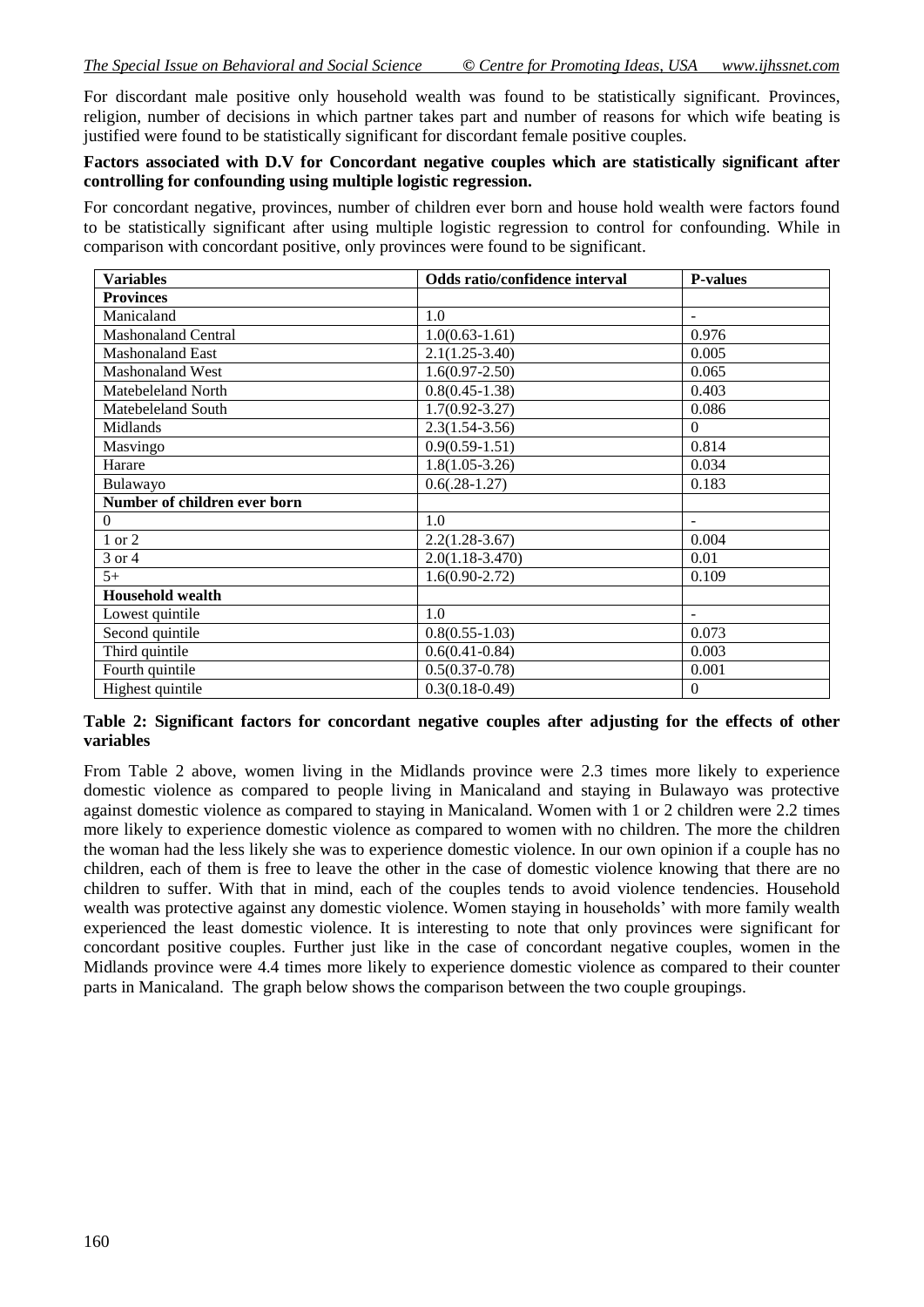For discordant male positive only household wealth was found to be statistically significant. Provinces, religion, number of decisions in which partner takes part and number of reasons for which wife beating is justified were found to be statistically significant for discordant female positive couples.

**Factors associated with D.V for Concordant negative couples which are statistically significant after controlling for confounding using multiple logistic regression.**

For concordant negative, provinces, number of children ever born and house hold wealth were factors found to be statistically significant after using multiple logistic regression to control for confounding. While in comparison with concordant positive, only provinces were found to be significant.

| Variables | Odds ratio/confidence interval | P-values |
|---|---|---|
| **Provinces** | | |
| Manicaland | 1.0 | - |
| Mashonaland Central | 1.0(0.63-1.61) | 0.976 |
| Mashonaland East | 2.1(1.25-3.40) | 0.005 |
| Mashonaland West | 1.6(0.97-2.50) | 0.065 |
| Matebeleland North | 0.8(0.45-1.38) | 0.403 |
| Matebeleland South | 1.7(0.92-3.27) | 0.086 |
| Midlands | 2.3(1.54-3.56) | 0 |
| Masvingo | 0.9(0.59-1.51) | 0.814 |
| Harare | 1.8(1.05-3.26) | 0.034 |
| Bulawayo | 0.6(.28-1.27) | 0.183 |
| **Number of children ever born** | | |
| 0 | 1.0 | - |
| 1 or 2 | 2.2(1.28-3.67) | 0.004 |
| 3 or 4 | 2.0(1.18-3.470) | 0.01 |
| 5+ | 1.6(0.90-2.72) | 0.109 |
| **Household wealth** | | |
| Lowest quintile | 1.0 | - |
| Second quintile | 0.8(0.55-1.03) | 0.073 |
| Third quintile | 0.6(0.41-0.84) | 0.003 |
| Fourth quintile | 0.5(0.37-0.78) | 0.001 |
| Highest quintile | 0.3(0.18-0.49) | 0 |

**Table 2: Significant factors for concordant negative couples after adjusting for the effects of other variables**

From Table 2 above, women living in the Midlands province were 2.3 times more likely to experience domestic violence as compared to people living in Manicaland and staying in Bulawayo was protective against domestic violence as compared to staying in Manicaland. Women with 1 or 2 children were 2.2 times more likely to experience domestic violence as compared to women with no children. The more the children the woman had the less likely she was to experience domestic violence. In our own opinion if a couple has no children, each of them is free to leave the other in the case of domestic violence knowing that there are no children to suffer. With that in mind, each of the couples tends to avoid violence tendencies. Household wealth was protective against any domestic violence. Women staying in households' with more family wealth experienced the least domestic violence. It is interesting to note that only provinces were significant for concordant positive couples. Further just like in the case of concordant negative couples, women in the Midlands province were 4.4 times more likely to experience domestic violence as compared to their counter parts in Manicaland. The graph below shows the comparison between the two couple groupings.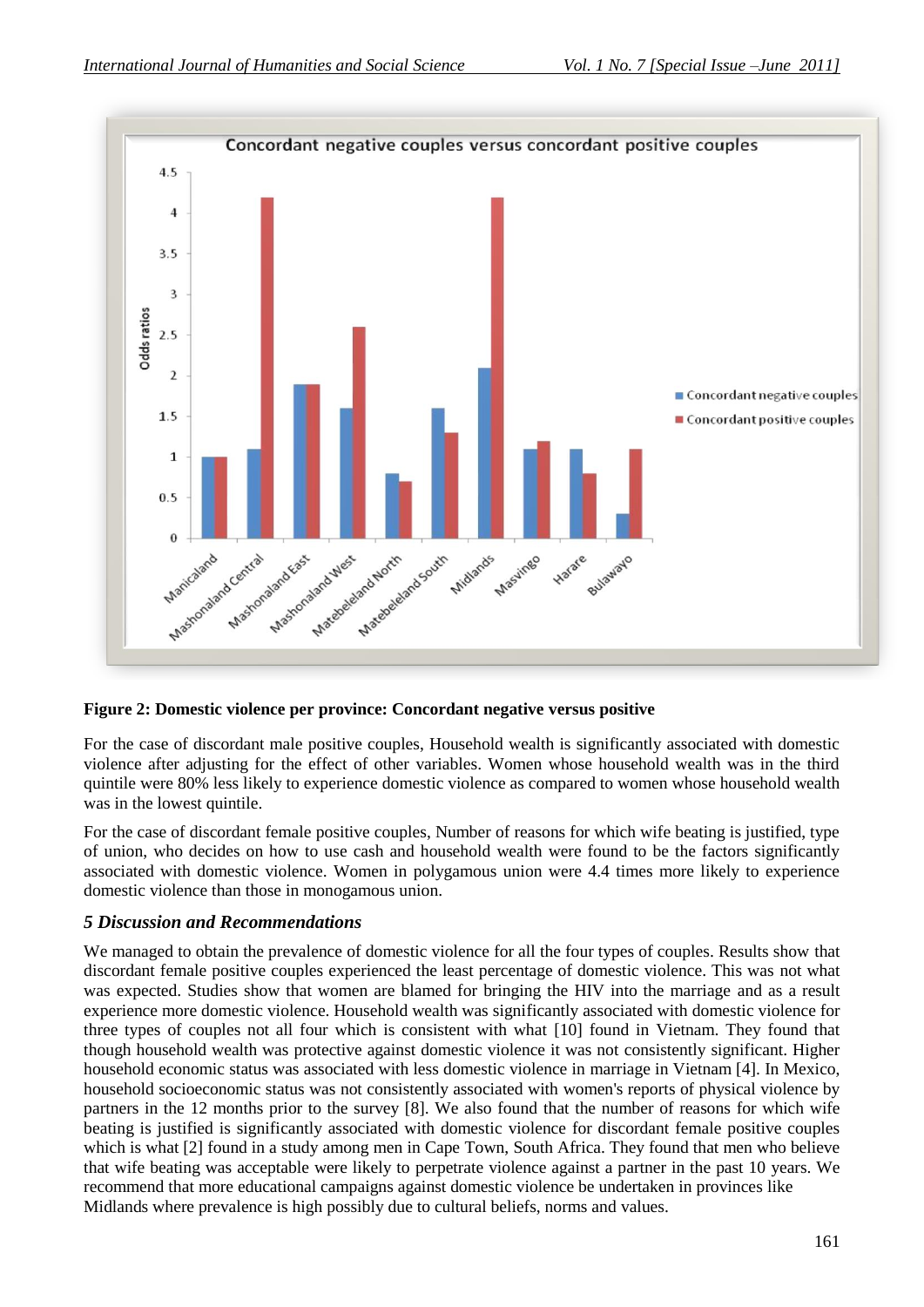**Figure 2: Domestic violence per province: Concordant negative versus positive**

For the case of discordant male positive couples, Household wealth is significantly associated with domestic violence after adjusting for the effect of other variables. Women whose household wealth was in the third quintile were 80% less likely to experience domestic violence as compared to women whose household wealth was in the lowest quintile.

For the case of discordant female positive couples, Number of reasons for which wife beating is justified, type of union, who decides on how to use cash and household wealth were found to be the factors significantly associated with domestic violence. Women in polygamous union were 4.4 times more likely to experience domestic violence than those in monogamous union.

## *5 Discussion and Recommendations*

We managed to obtain the prevalence of domestic violence for all the four types of couples. Results show that discordant female positive couples experienced the least percentage of domestic violence. This was not what was expected. Studies show that women are blamed for bringing the HIV into the marriage and as a result experience more domestic violence. Household wealth was significantly associated with domestic violence for three types of couples not all four which is consistent with what [10] found in Vietnam. They found that though household wealth was protective against domestic violence it was not consistently significant. Higher household economic status was associated with less domestic violence in marriage in Vietnam [4]. In Mexico, household socioeconomic status was not consistently associated with women's reports of physical violence by partners in the 12 months prior to the survey [8]. We also found that the number of reasons for which wife beating is justified is significantly associated with domestic violence for discordant female positive couples which is what [2] found in a study among men in Cape Town, South Africa. They found that men who believe that wife beating was acceptable were likely to perpetrate violence against a partner in the past 10 years. We recommend that more educational campaigns against domestic violence be undertaken in provinces like Midlands where prevalence is high possibly due to cultural beliefs, norms and values.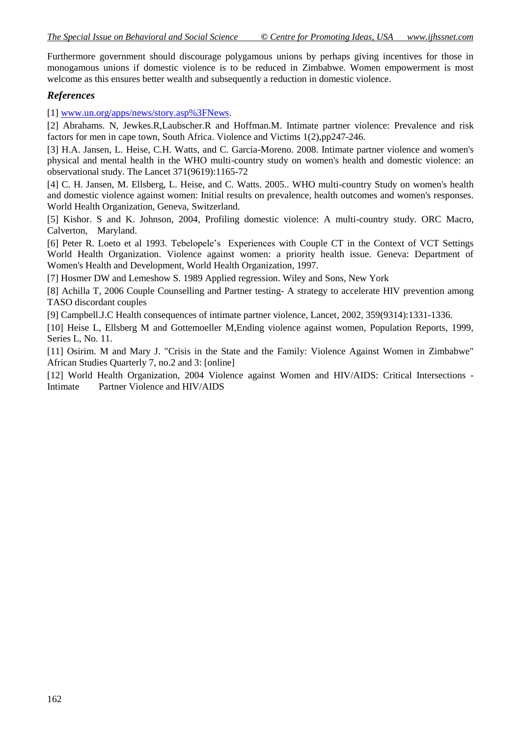Furthermore government should discourage polygamous unions by perhaps giving incentives for those in monogamous unions if domestic violence is to be reduced in Zimbabwe. Women empowerment is most welcome as this ensures better wealth and subsequently a reduction in domestic violence.

### *References*

[1] www.un.org/apps/news/story.asp%3FNews.

[2] Abrahams. N, Jewkes.R,Laubscher.R and Hoffman.M. Intimate partner violence: Prevalence and risk factors for men in cape town, South Africa. Violence and Victims 1(2),pp247-246.

[3] H.A. Jansen, L. Heise, C.H. Watts, and C. Garcia-Moreno. 2008. Intimate partner violence and women's physical and mental health in the WHO multi-country study on women's health and domestic violence: an observational study. The Lancet 371(9619):1165-72

[4] C. H. Jansen, M. Ellsberg, L. Heise, and C. Watts. 2005.. WHO multi-country Study on women's health and domestic violence against women: Initial results on prevalence, health outcomes and women's responses. World Health Organization, Geneva, Switzerland.

[5] Kishor. S and K. Johnson, 2004, Profiling domestic violence: A multi-country study. ORC Macro, Calverton, Maryland.

[6] Peter R. Loeto et al 1993. Tebelopele's Experiences with Couple CT in the Context of VCT Settings World Health Organization. Violence against women: a priority health issue. Geneva: Department of Women's Health and Development, World Health Organization, 1997.

[7] Hosmer DW and Lemeshow S. 1989 Applied regression. Wiley and Sons, New York

[8] Achilla T, 2006 Couple Counselling and Partner testing- A strategy to accelerate HIV prevention among TASO discordant couples

[9] Campbell.J.C Health consequences of intimate partner violence, Lancet, 2002, 359(9314):1331-1336.

[10] Heise L, Ellsberg M and Gottemoeller M,Ending violence against women, Population Reports, 1999, Series L, No. 11.

[11] Osirim. M and Mary J. "Crisis in the State and the Family: Violence Against Women in Zimbabwe" African Studies Quarterly 7, no.2 and 3: [online]

[12] World Health Organization, 2004 Violence against Women and HIV/AIDS: Critical Intersections - Intimate Partner Violence and HIV/AIDS